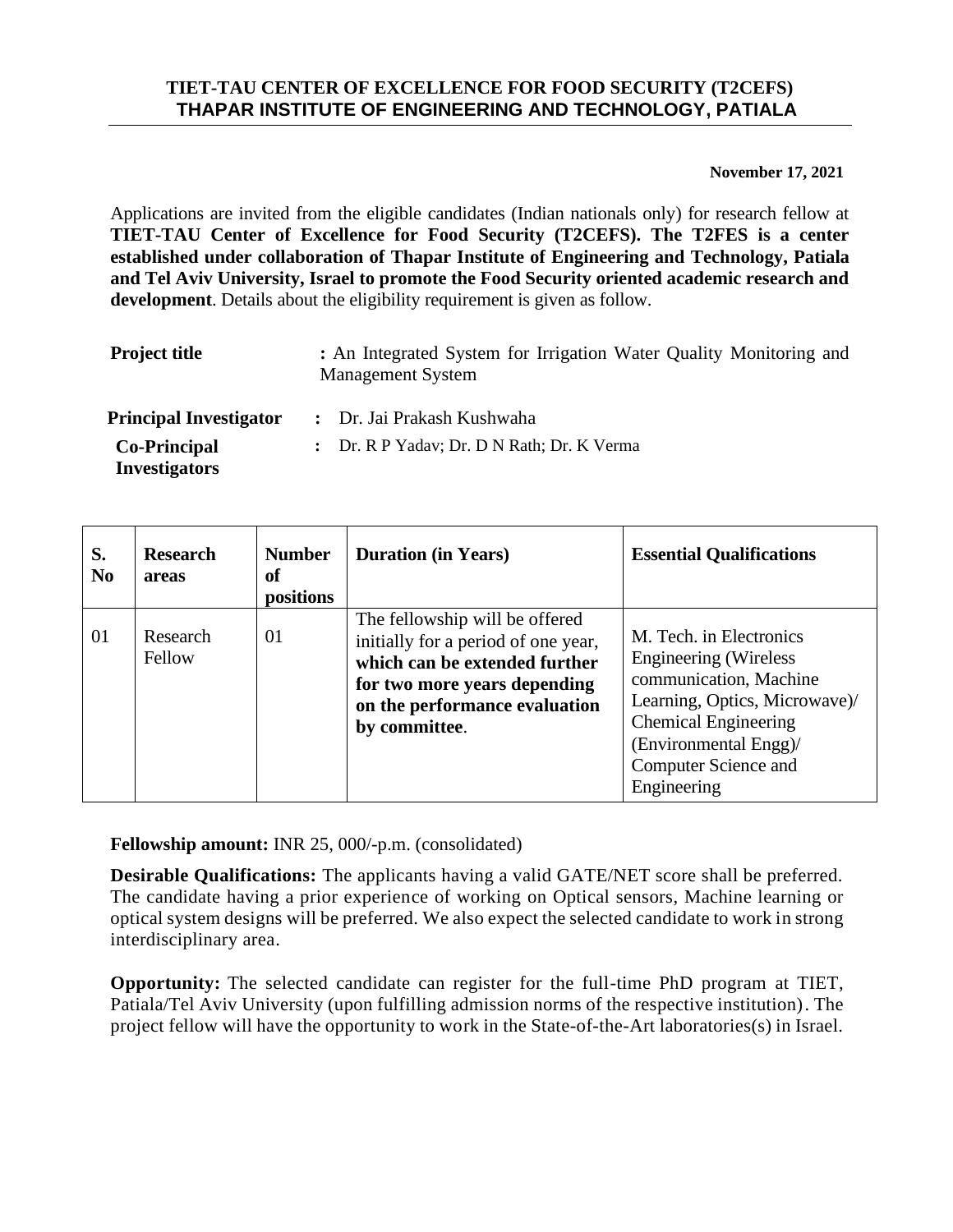**TIET-TAU CENTER OF EXCELLENCE FOR FOOD SECURITY (T2CEFS)**
**THAPAR INSTITUTE OF ENGINEERING AND TECHNOLOGY, PATIALA**

**November 17, 2021**

Applications are invited from the eligible candidates (Indian nationals only) for research fellow at **TIET-TAU Center of Excellence for Food Security (T2CEFS). The T2FES is a center established under collaboration of Thapar Institute of Engineering and Technology, Patiala and Tel Aviv University, Israel to promote the Food Security oriented academic research and development**. Details about the eligibility requirement is given as follow.

**Project title** **:** An Integrated System for Irrigation Water Quality Monitoring and Management System

**Principal Investigator** **:** Dr. Jai Prakash Kushwaha

**Co-Principal Investigators** **:** Dr. R P Yadav; Dr. D N Rath; Dr. K Verma

| **S. No** | **Research areas** | **Number of positions** | **Duration (in Years)** | **Essential Qualifications** |
|---|---|---|---|---|
| 01 | Research Fellow | 01 | The fellowship will be offered initially for a period of one year, **which can be extended further for two more years depending on the performance evaluation by committee**. | M. Tech. in Electronics Engineering (Wireless communication, Machine Learning, Optics, Microwave)/ Chemical Engineering (Environmental Engg)/ Computer Science and Engineering |

**Fellowship amount:** INR 25, 000/-p.m. (consolidated)

**Desirable Qualifications:** The applicants having a valid GATE/NET score shall be preferred. The candidate having a prior experience of working on Optical sensors, Machine learning or optical system designs will be preferred. We also expect the selected candidate to work in strong interdisciplinary area.

**Opportunity:** The selected candidate can register for the full-time PhD program at TIET, Patiala/Tel Aviv University (upon fulfilling admission norms of the respective institution). The project fellow will have the opportunity to work in the State-of-the-Art laboratories(s) in Israel.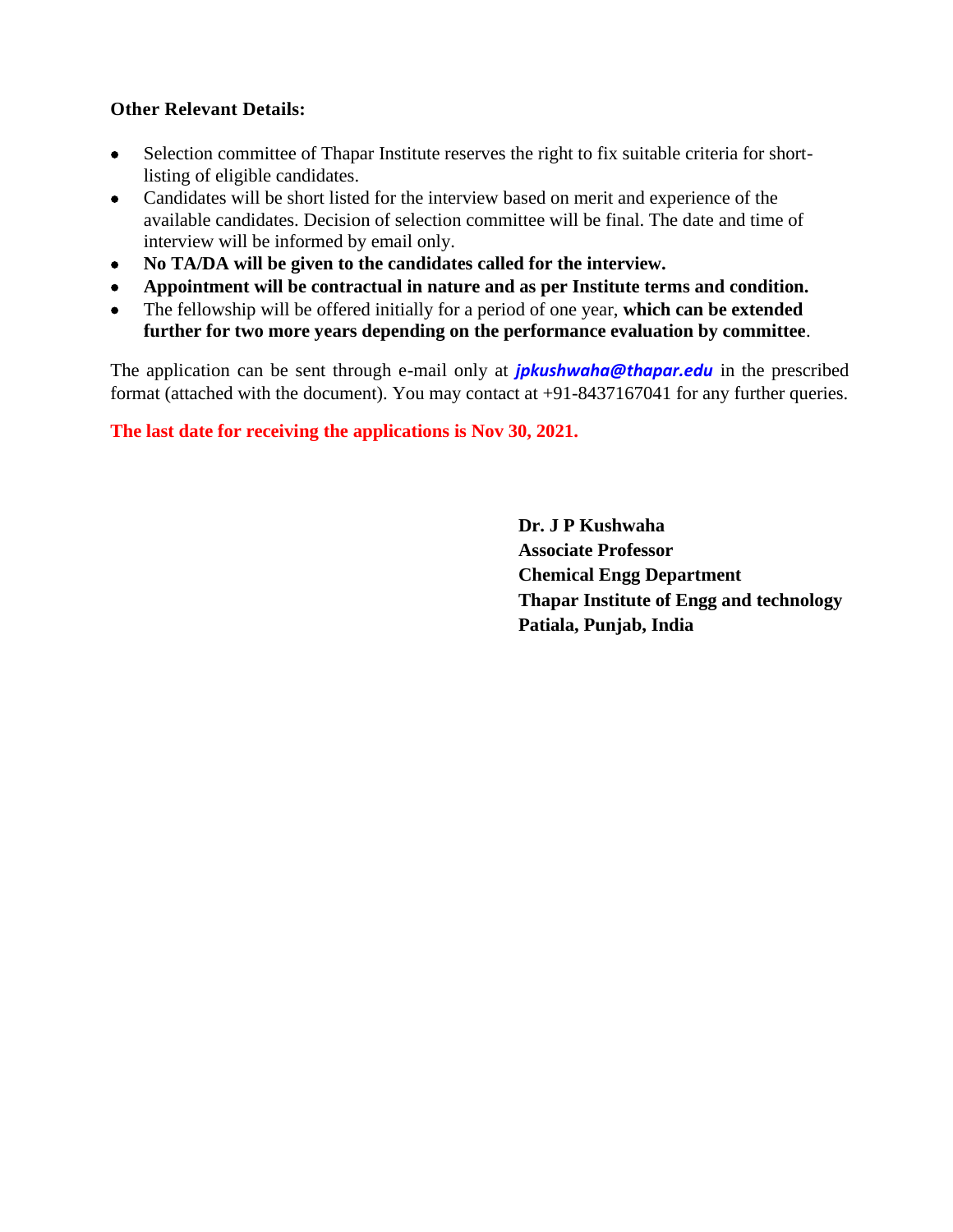**Other Relevant Details:**

- Selection committee of Thapar Institute reserves the right to fix suitable criteria for short-listing of eligible candidates.
- Candidates will be short listed for the interview based on merit and experience of the available candidates. Decision of selection committee will be final. The date and time of interview will be informed by email only.
- **No TA/DA will be given to the candidates called for the interview.**
- **Appointment will be contractual in nature and as per Institute terms and condition.**
- The fellowship will be offered initially for a period of one year, **which can be extended further for two more years depending on the performance evaluation by committee**.

The application can be sent through e-mail only at ***jpkushwaha@thapar.edu*** in the prescribed format (attached with the document). You may contact at +91-8437167041 for any further queries.

**The last date for receiving the applications is Nov 30, 2021.**

**Dr. J P Kushwaha**
**Associate Professor**
**Chemical Engg Department**
**Thapar Institute of Engg and technology**
**Patiala, Punjab, India**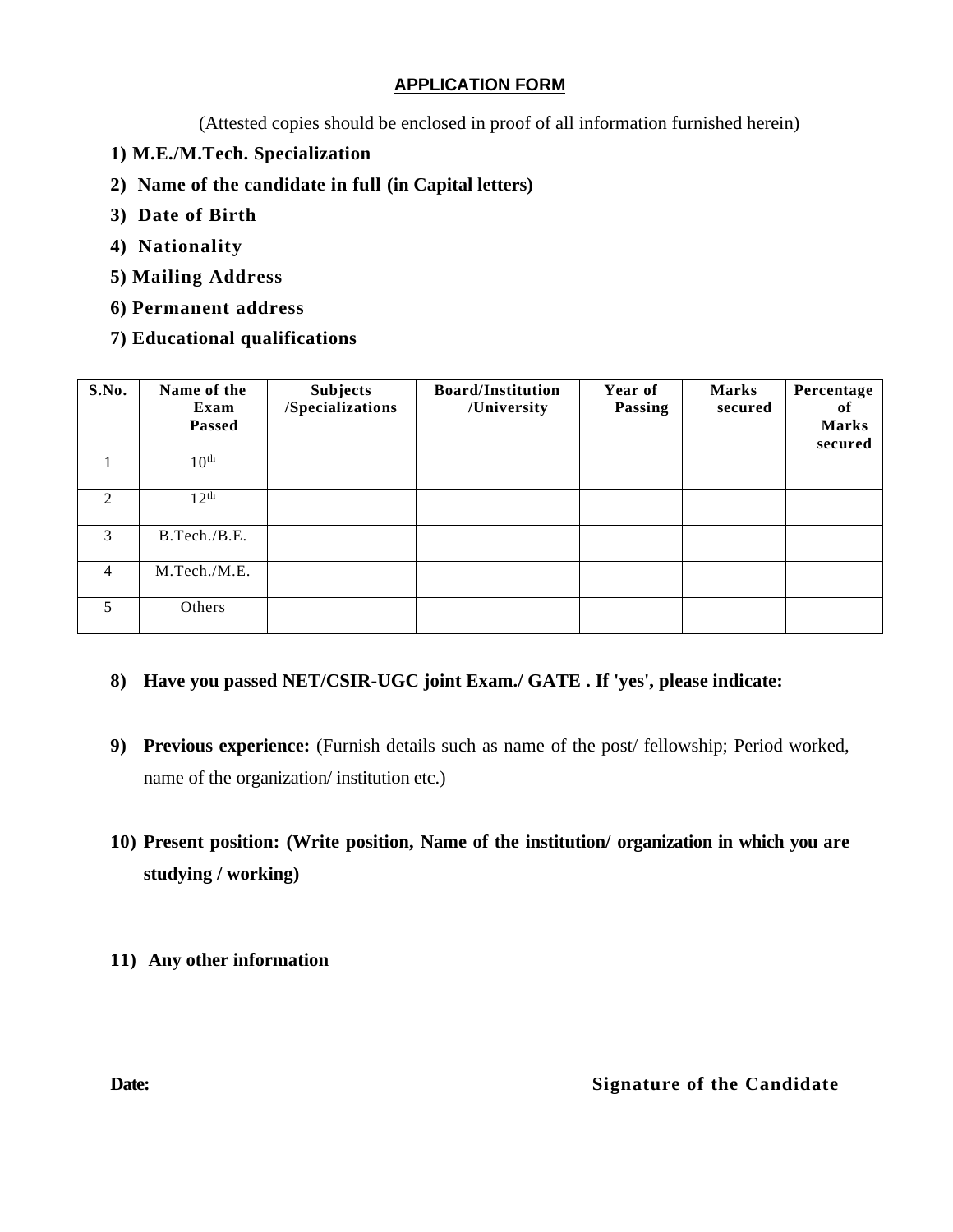## APPLICATION FORM

(Attested copies should be enclosed in proof of all information furnished herein)

**1) M.E./M.Tech. Specialization**

**2) Name of the candidate in full (in Capital letters)**

**3) Date of Birth**

**4) Nationality**

**5) Mailing Address**

**6) Permanent address**

**7) Educational qualifications**

| S.No. | Name of the Exam Passed | Subjects /Specializations | Board/Institution /University | Year of Passing | Marks secured | Percentage of Marks secured |
|---|---|---|---|---|---|---|
| 1 | 10th | | | | | |
| 2 | 12th | | | | | |
| 3 | B.Tech./B.E. | | | | | |
| 4 | M.Tech./M.E. | | | | | |
| 5 | Others | | | | | |

**8) Have you passed NET/CSIR-UGC joint Exam./ GATE . If 'yes', please indicate:**

**9) Previous experience:** (Furnish details such as name of the post/ fellowship; Period worked, name of the organization/ institution etc.)

**10) Present position: (Write position, Name of the institution/ organization in which you are studying / working)**

**11) Any other information**

**Date:** **Signature of the Candidate**